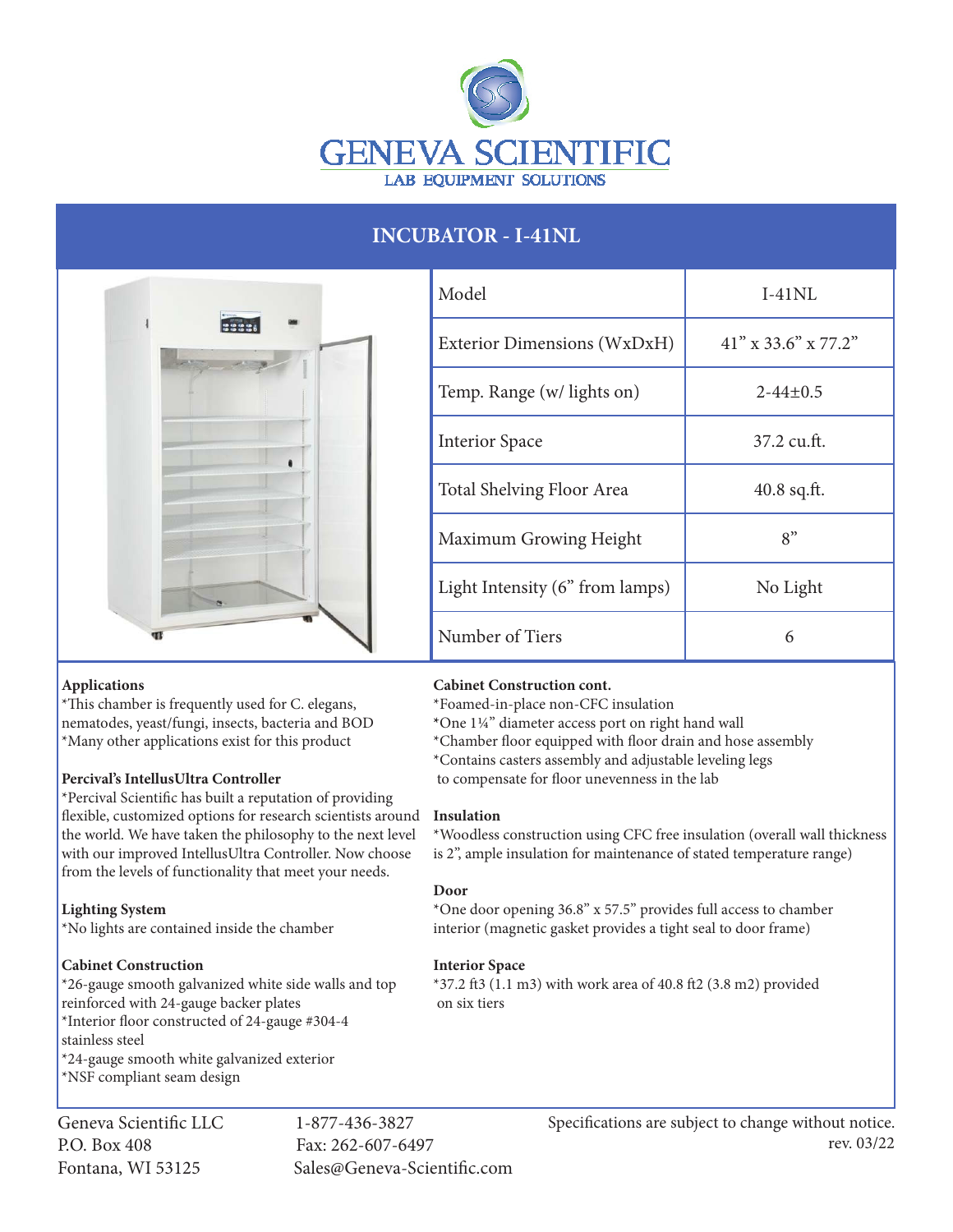# GENEVA SCIENTIFIC

LAB EQUIPMENT SOLUTIONS

## INCUBATOR - I-41NL

| Model | I-41NL |
|---|---|
| Exterior Dimensions (WxDxH) | 41” x 33.6” x 77.2” |
| Temp. Range (w/ lights on) | 2-44±0.5 |
| Interior Space | 37.2 cu.ft. |
| Total Shelving Floor Area | 40.8 sq.ft. |
| Maximum Growing Height | 8” |
| Light Intensity (6” from lamps) | No Light |
| Number of Tiers | 6 |

**Applications**

*This chamber is frequently used for C. elegans, nematodes, yeast/fungi, insects, bacteria and BOD
*Many other applications exist for this product

**Percival's IntellusUltra Controller**

*Percival Scientific has built a reputation of providing flexible, customized options for research scientists around the world. We have taken the philosophy to the next level with our improved IntellusUltra Controller. Now choose from the levels of functionality that meet your needs.

**Lighting System**

*No lights are contained inside the chamber

**Cabinet Construction**

*26-gauge smooth galvanized white side walls and top reinforced with 24-gauge backer plates
*Interior floor constructed of 24-gauge #304-4 stainless steel
*24-gauge smooth white galvanized exterior
*NSF compliant seam design

**Cabinet Construction cont.**

*Foamed-in-place non-CFC insulation
*One 1¼” diameter access port on right hand wall
*Chamber floor equipped with floor drain and hose assembly
*Contains casters assembly and adjustable leveling legs to compensate for floor unevenness in the lab

**Insulation**

*Woodless construction using CFC free insulation (overall wall thickness is 2”, ample insulation for maintenance of stated temperature range)

**Door**

*One door opening 36.8” x 57.5” provides full access to chamber interior (magnetic gasket provides a tight seal to door frame)

**Interior Space**

*37.2 ft3 (1.1 m3) with work area of 40.8 ft2 (3.8 m2) provided on six tiers

Geneva Scientific LLC
P.O. Box 408
Fontana, WI 53125

1-877-436-3827
Fax: 262-607-6497
Sales@Geneva-Scientific.com

Specifications are subject to change without notice.
rev. 03/22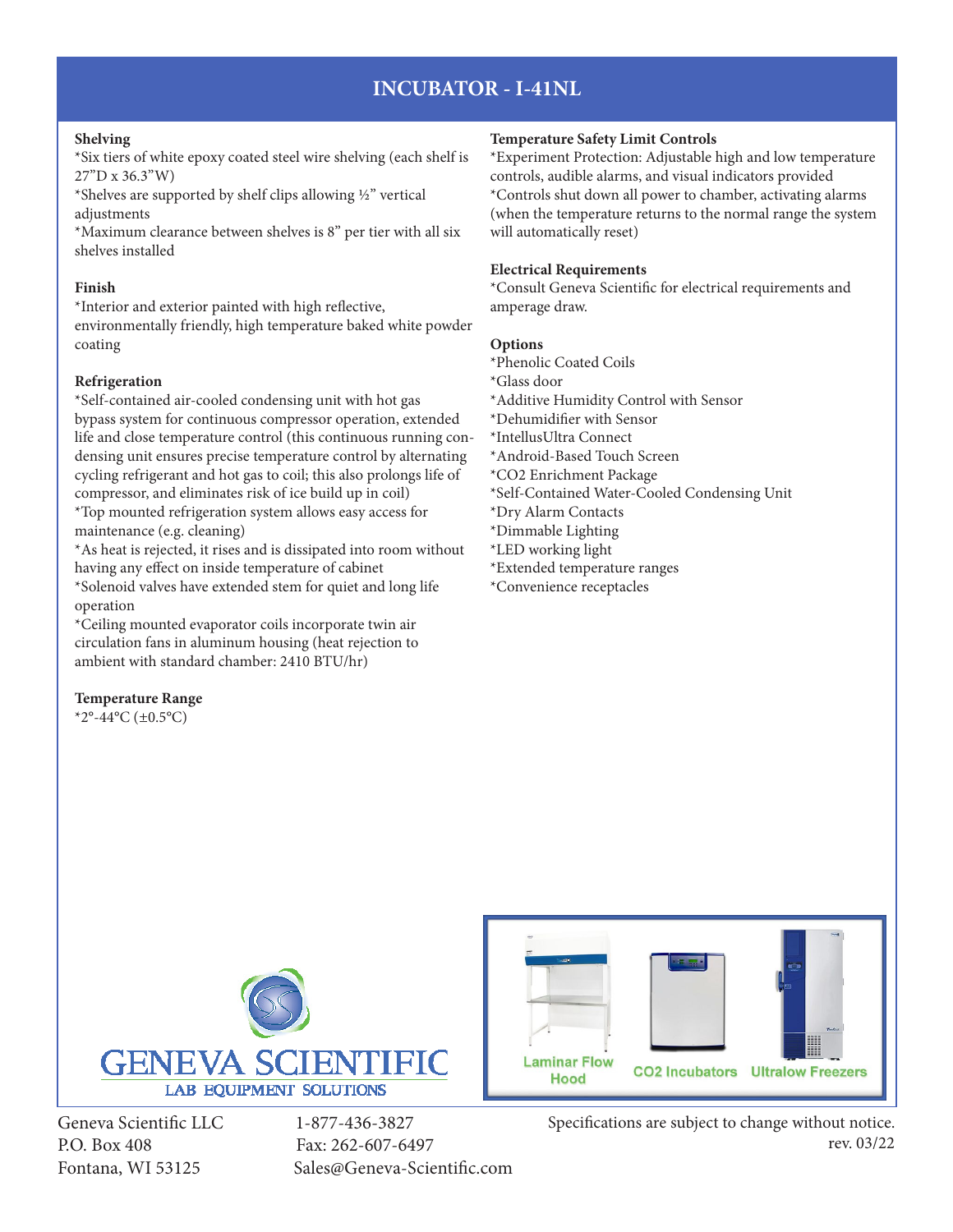# INCUBATOR - I-41NL

### Shelving

*Six tiers of white epoxy coated steel wire shelving (each shelf is 27"D x 36.3"W)
*Shelves are supported by shelf clips allowing ½" vertical adjustments
*Maximum clearance between shelves is 8" per tier with all six shelves installed

### Finish

*Interior and exterior painted with high reflective, environmentally friendly, high temperature baked white powder coating

### Refrigeration

*Self-contained air-cooled condensing unit with hot gas bypass system for continuous compressor operation, extended life and close temperature control (this continuous running condensing unit ensures precise temperature control by alternating cycling refrigerant and hot gas to coil; this also prolongs life of compressor, and eliminates risk of ice build up in coil)
*Top mounted refrigeration system allows easy access for maintenance (e.g. cleaning)
*As heat is rejected, it rises and is dissipated into room without having any effect on inside temperature of cabinet
*Solenoid valves have extended stem for quiet and long life operation
*Ceiling mounted evaporator coils incorporate twin air circulation fans in aluminum housing (heat rejection to ambient with standard chamber: 2410 BTU/hr)

### Temperature Range

*2°-44°C (±0.5°C)

### Temperature Safety Limit Controls

*Experiment Protection: Adjustable high and low temperature controls, audible alarms, and visual indicators provided
*Controls shut down all power to chamber, activating alarms (when the temperature returns to the normal range the system will automatically reset)

### Electrical Requirements

*Consult Geneva Scientific for electrical requirements and amperage draw.

### Options

*Phenolic Coated Coils
*Glass door
*Additive Humidity Control with Sensor
*Dehumidifier with Sensor
*IntellusUltra Connect
*Android-Based Touch Screen
*CO2 Enrichment Package
*Self-Contained Water-Cooled Condensing Unit
*Dry Alarm Contacts
*Dimmable Lighting
*LED working light
*Extended temperature ranges
*Convenience receptacles

GENEVA SCIENTIFIC
LAB EQUIPMENT SOLUTIONS

Laminar Flow Hood
CO2 Incubators
Ultralow Freezers

Geneva Scientific LLC
P.O. Box 408
Fontana, WI 53125

1-877-436-3827
Fax: 262-607-6497
Sales@Geneva-Scientific.com

Specifications are subject to change without notice.
rev. 03/22